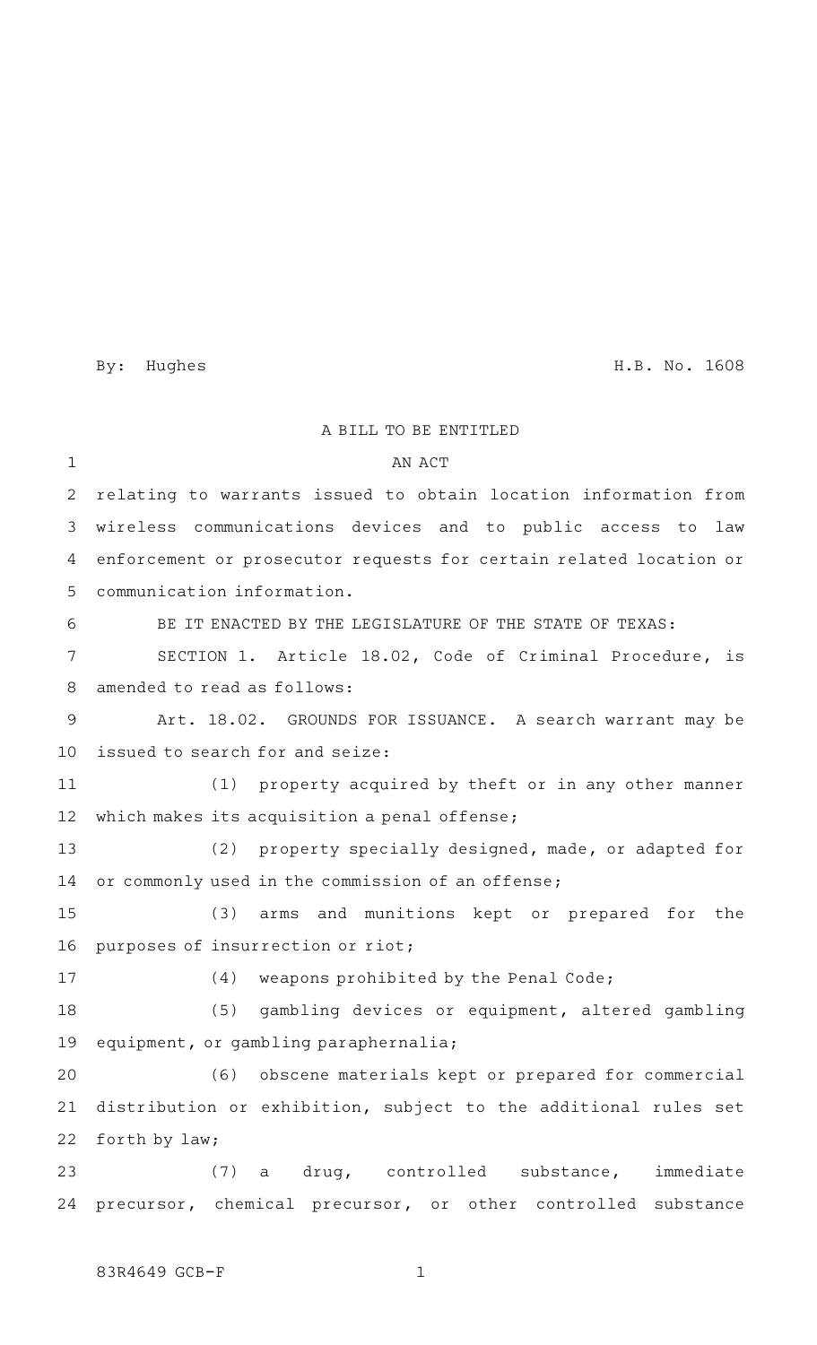By: Hughes H.B. No. 1608

A BILL TO BE ENTITLED

AN ACT

relating to warrants issued to obtain location information from wireless communications devices and to public access to law enforcement or prosecutor requests for certain related location or communication information.

BE IT ENACTED BY THE LEGISLATURE OF THE STATE OF TEXAS:

SECTION 1. Article 18.02, Code of Criminal Procedure, is amended to read as follows:

Art. 18.02. GROUNDS FOR ISSUANCE. A search warrant may be issued to search for and seize:

(1) property acquired by theft or in any other manner which makes its acquisition a penal offense;

(2) property specially designed, made, or adapted for or commonly used in the commission of an offense;

(3) arms and munitions kept or prepared for the purposes of insurrection or riot;

(4) weapons prohibited by the Penal Code;

(5) gambling devices or equipment, altered gambling equipment, or gambling paraphernalia;

(6) obscene materials kept or prepared for commercial distribution or exhibition, subject to the additional rules set forth by law;

(7) a drug, controlled substance, immediate precursor, chemical precursor, or other controlled substance

83R4649 GCB-F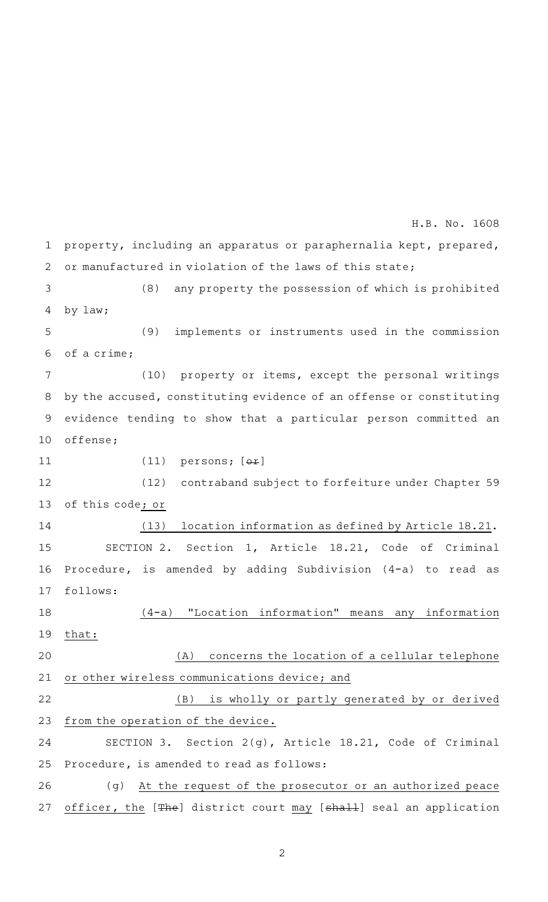property, including an apparatus or paraphernalia kept, prepared, or manufactured in violation of the laws of this state;

(8) any property the possession of which is prohibited by law;

(9) implements or instruments used in the commission of a crime;

(10) property or items, except the personal writings by the accused, constituting evidence of an offense or constituting evidence tending to show that a particular person committed an offense;

(11) persons; [~~or~~]

(12) contraband subject to forfeiture under Chapter 59 of this code; or

(13) location information as defined by Article 18.21.

SECTION 2. Section 1, Article 18.21, Code of Criminal Procedure, is amended by adding Subdivision (4-a) to read as follows:

(4-a) "Location information" means any information that:

(A) concerns the location of a cellular telephone or other wireless communications device; and

(B) is wholly or partly generated by or derived from the operation of the device.

SECTION 3. Section 2(g), Article 18.21, Code of Criminal Procedure, is amended to read as follows:

(g) At the request of the prosecutor or an authorized peace officer, the [~~The~~] district court may [~~shall~~] seal an application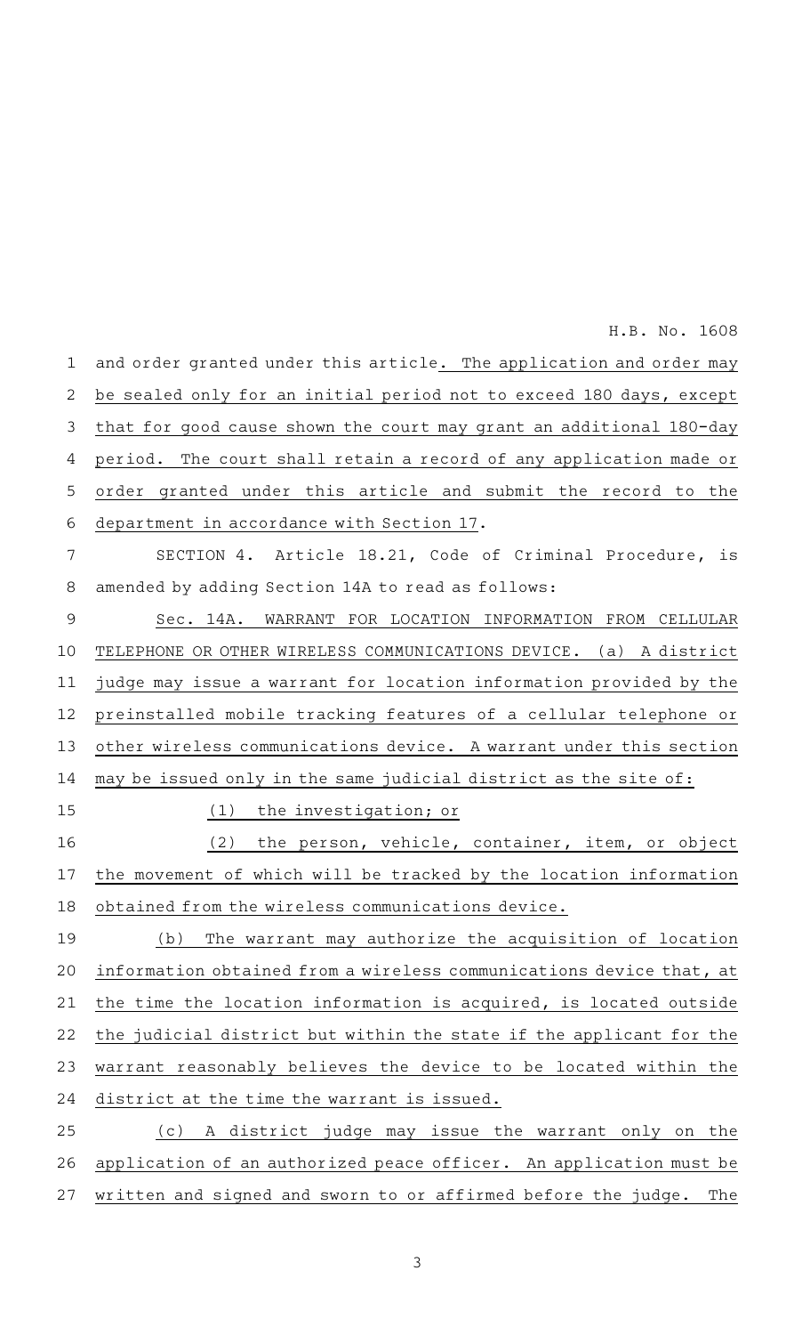and order granted under this article. The application and order may be sealed only for an initial period not to exceed 180 days, except that for good cause shown the court may grant an additional 180-day period. The court shall retain a record of any application made or order granted under this article and submit the record to the department in accordance with Section 17.

SECTION 4. Article 18.21, Code of Criminal Procedure, is amended by adding Section 14A to read as follows:

Sec. 14A. WARRANT FOR LOCATION INFORMATION FROM CELLULAR TELEPHONE OR OTHER WIRELESS COMMUNICATIONS DEVICE. (a) A district judge may issue a warrant for location information provided by the preinstalled mobile tracking features of a cellular telephone or other wireless communications device. A warrant under this section may be issued only in the same judicial district as the site of:

(1) the investigation; or

(2) the person, vehicle, container, item, or object the movement of which will be tracked by the location information obtained from the wireless communications device.

(b) The warrant may authorize the acquisition of location information obtained from a wireless communications device that, at the time the location information is acquired, is located outside the judicial district but within the state if the applicant for the warrant reasonably believes the device to be located within the district at the time the warrant is issued.

(c) A district judge may issue the warrant only on the application of an authorized peace officer. An application must be written and signed and sworn to or affirmed before the judge. The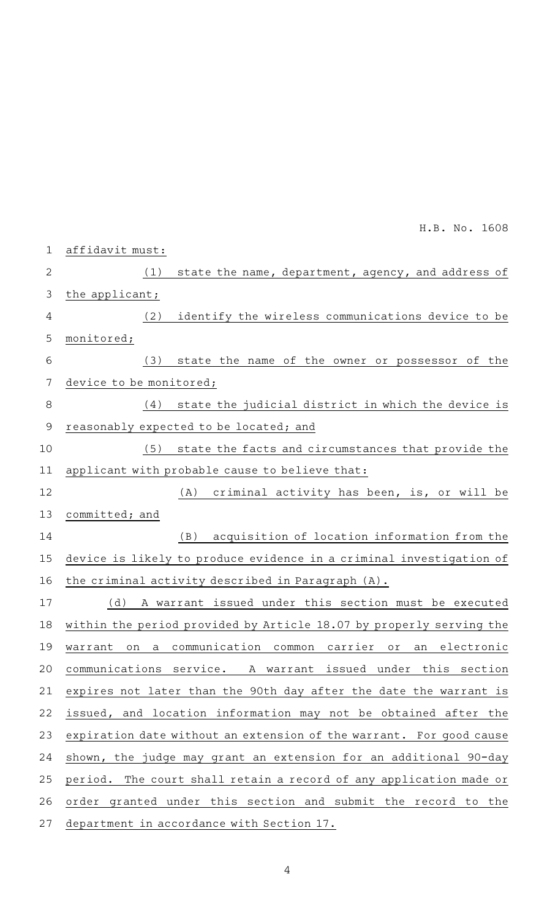affidavit must:

(1) state the name, department, agency, and address of the applicant;

(2) identify the wireless communications device to be monitored;

(3) state the name of the owner or possessor of the device to be monitored;

(4) state the judicial district in which the device is reasonably expected to be located; and

(5) state the facts and circumstances that provide the applicant with probable cause to believe that:

(A) criminal activity has been, is, or will be committed; and

(B) acquisition of location information from the device is likely to produce evidence in a criminal investigation of the criminal activity described in Paragraph (A).

(d) A warrant issued under this section must be executed within the period provided by Article 18.07 by properly serving the warrant on a communication common carrier or an electronic communications service. A warrant issued under this section expires not later than the 90th day after the date the warrant is issued, and location information may not be obtained after the expiration date without an extension of the warrant. For good cause shown, the judge may grant an extension for an additional 90-day period. The court shall retain a record of any application made or order granted under this section and submit the record to the department in accordance with Section 17.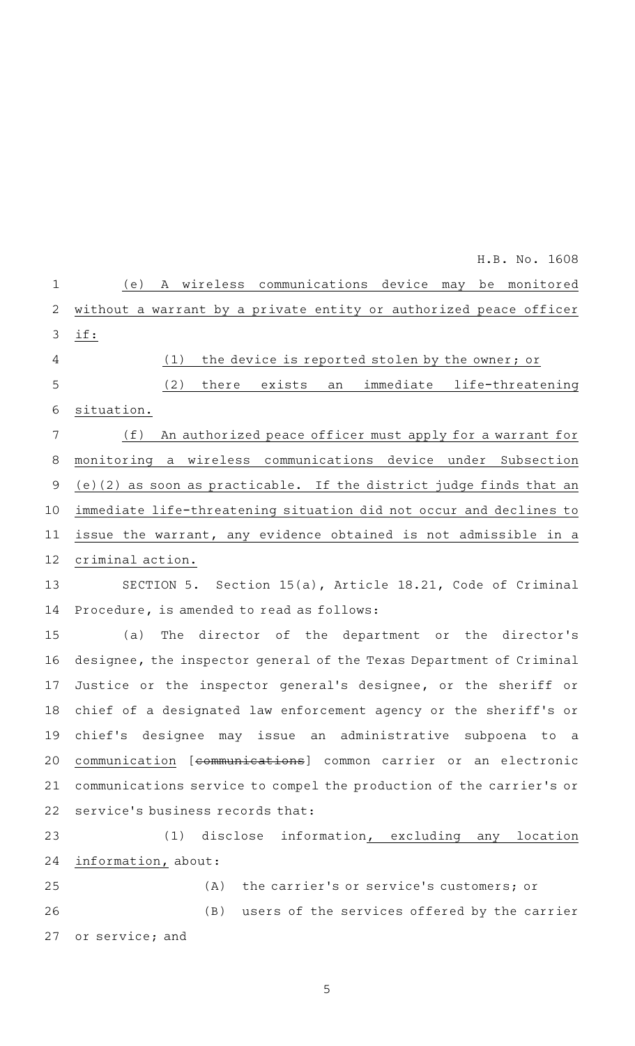(e) A wireless communications device may be monitored without a warrant by a private entity or authorized peace officer if:

(1) the device is reported stolen by the owner; or

(2) there exists an immediate life-threatening situation.

(f) An authorized peace officer must apply for a warrant for monitoring a wireless communications device under Subsection (e)(2) as soon as practicable. If the district judge finds that an immediate life-threatening situation did not occur and declines to issue the warrant, any evidence obtained is not admissible in a criminal action.

SECTION 5. Section 15(a), Article 18.21, Code of Criminal Procedure, is amended to read as follows:

(a) The director of the department or the director's designee, the inspector general of the Texas Department of Criminal Justice or the inspector general's designee, or the sheriff or chief of a designated law enforcement agency or the sheriff's or chief's designee may issue an administrative subpoena to a communication [~~communications~~] common carrier or an electronic communications service to compel the production of the carrier's or service's business records that:

(1) disclose information, excluding any location information, about:

(A) the carrier's or service's customers; or

(B) users of the services offered by the carrier or service; and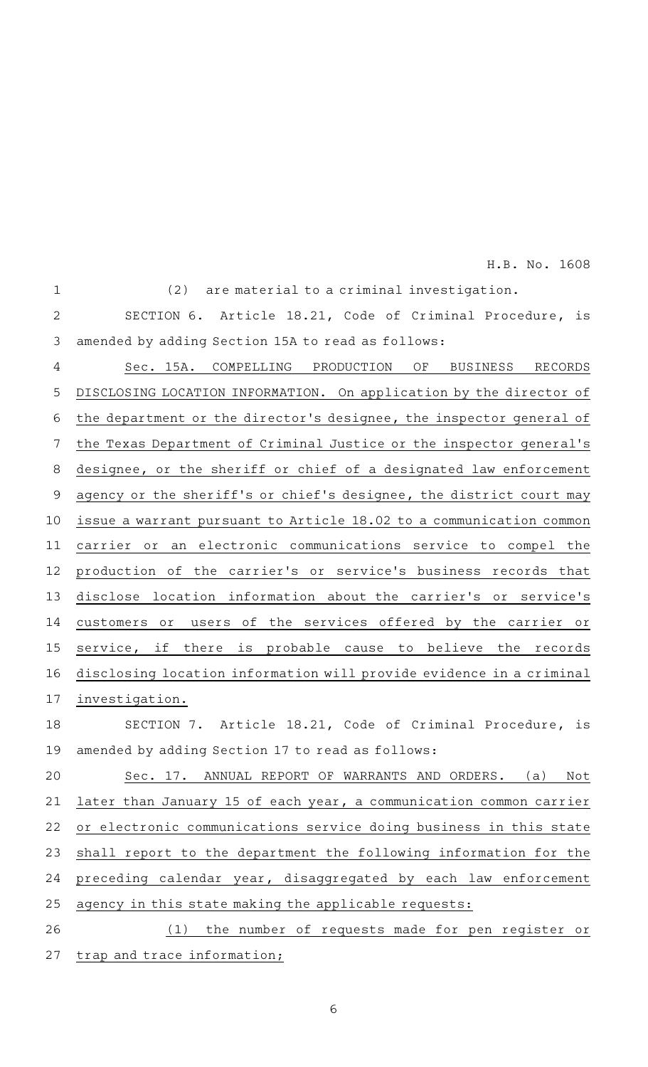(2) are material to a criminal investigation.

SECTION 6. Article 18.21, Code of Criminal Procedure, is amended by adding Section 15A to read as follows:

Sec. 15A. COMPELLING PRODUCTION OF BUSINESS RECORDS DISCLOSING LOCATION INFORMATION. On application by the director of the department or the director's designee, the inspector general of the Texas Department of Criminal Justice or the inspector general's designee, or the sheriff or chief of a designated law enforcement agency or the sheriff's or chief's designee, the district court may issue a warrant pursuant to Article 18.02 to a communication common carrier or an electronic communications service to compel the production of the carrier's or service's business records that disclose location information about the carrier's or service's customers or users of the services offered by the carrier or service, if there is probable cause to believe the records disclosing location information will provide evidence in a criminal investigation.

SECTION 7. Article 18.21, Code of Criminal Procedure, is amended by adding Section 17 to read as follows:

Sec. 17. ANNUAL REPORT OF WARRANTS AND ORDERS. (a) Not later than January 15 of each year, a communication common carrier or electronic communications service doing business in this state shall report to the department the following information for the preceding calendar year, disaggregated by each law enforcement agency in this state making the applicable requests:

(1) the number of requests made for pen register or trap and trace information;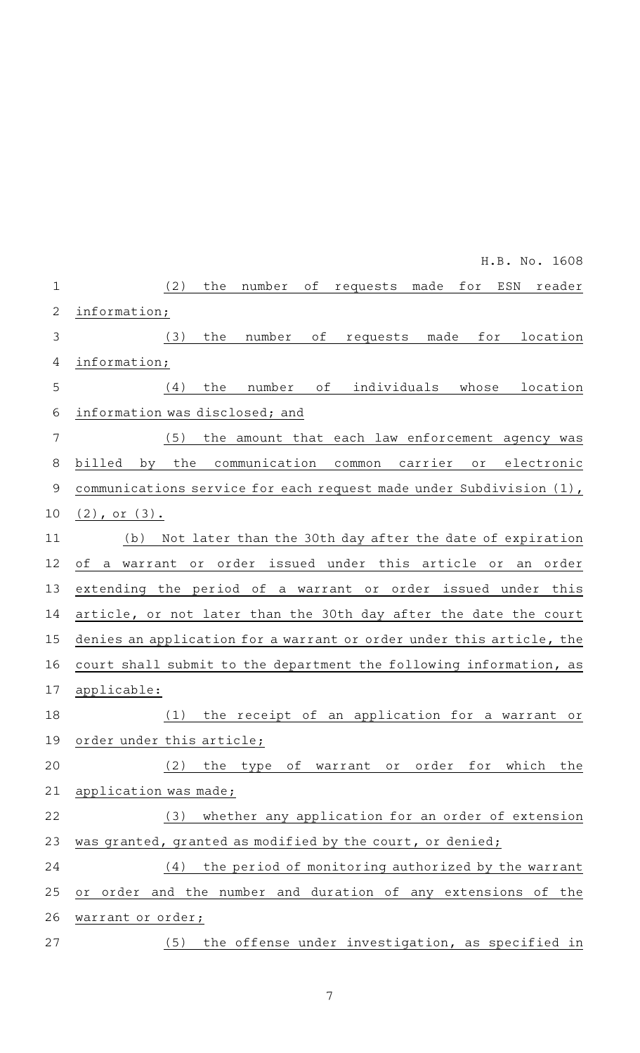(2) the number of requests made for ESN reader information;

(3) the number of requests made for location information;

(4) the number of individuals whose location information was disclosed; and

(5) the amount that each law enforcement agency was billed by the communication common carrier or electronic communications service for each request made under Subdivision (1), (2), or (3).

(b) Not later than the 30th day after the date of expiration of a warrant or order issued under this article or an order extending the period of a warrant or order issued under this article, or not later than the 30th day after the date the court denies an application for a warrant or order under this article, the court shall submit to the department the following information, as applicable:

(1) the receipt of an application for a warrant or order under this article;

(2) the type of warrant or order for which the application was made;

(3) whether any application for an order of extension was granted, granted as modified by the court, or denied;

(4) the period of monitoring authorized by the warrant or order and the number and duration of any extensions of the warrant or order;

(5) the offense under investigation, as specified in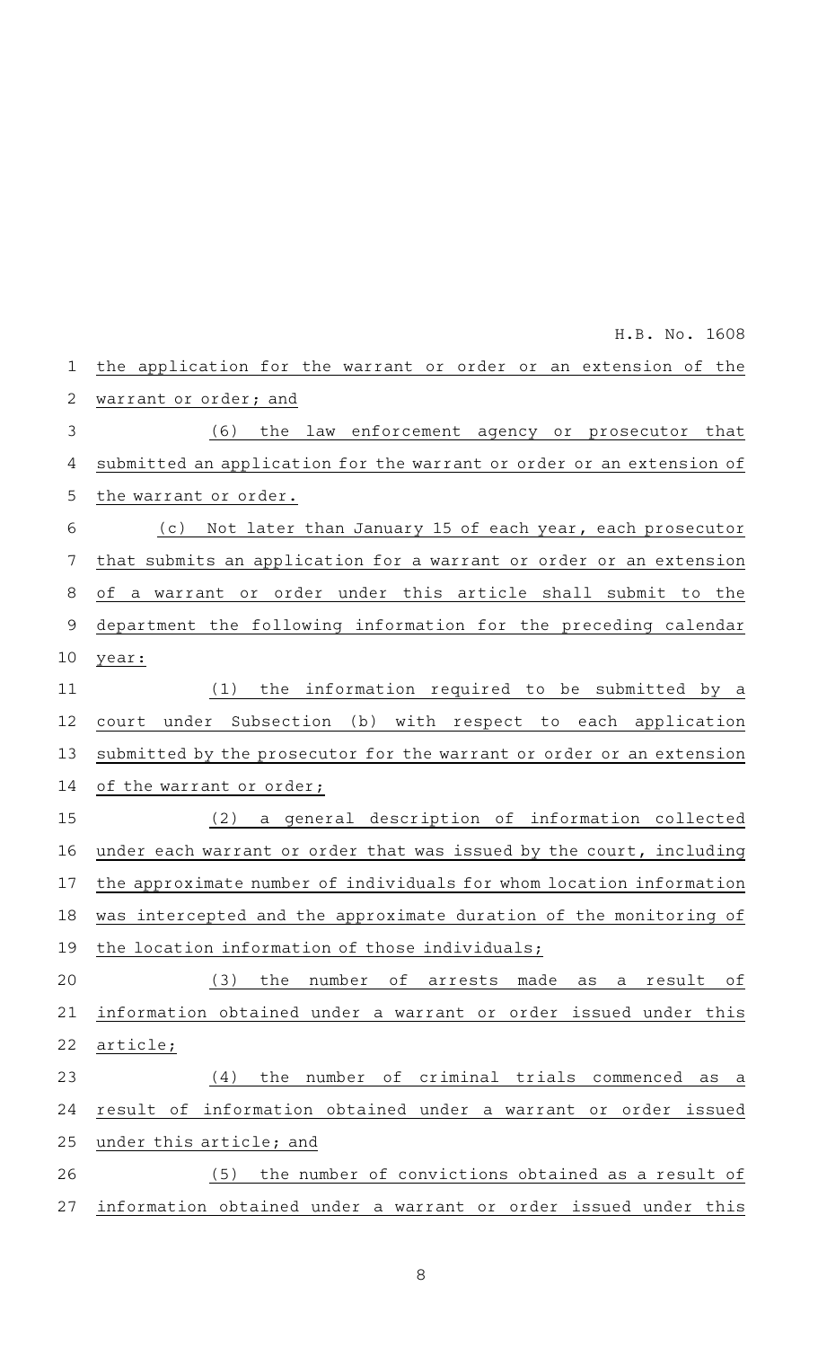the application for the warrant or order or an extension of the warrant or order; and

(6) the law enforcement agency or prosecutor that submitted an application for the warrant or order or an extension of the warrant or order.

(c) Not later than January 15 of each year, each prosecutor that submits an application for a warrant or order or an extension of a warrant or order under this article shall submit to the department the following information for the preceding calendar year:

(1) the information required to be submitted by a court under Subsection (b) with respect to each application submitted by the prosecutor for the warrant or order or an extension of the warrant or order;

(2) a general description of information collected under each warrant or order that was issued by the court, including the approximate number of individuals for whom location information was intercepted and the approximate duration of the monitoring of the location information of those individuals;

(3) the number of arrests made as a result of information obtained under a warrant or order issued under this article;

(4) the number of criminal trials commenced as a result of information obtained under a warrant or order issued under this article; and

(5) the number of convictions obtained as a result of information obtained under a warrant or order issued under this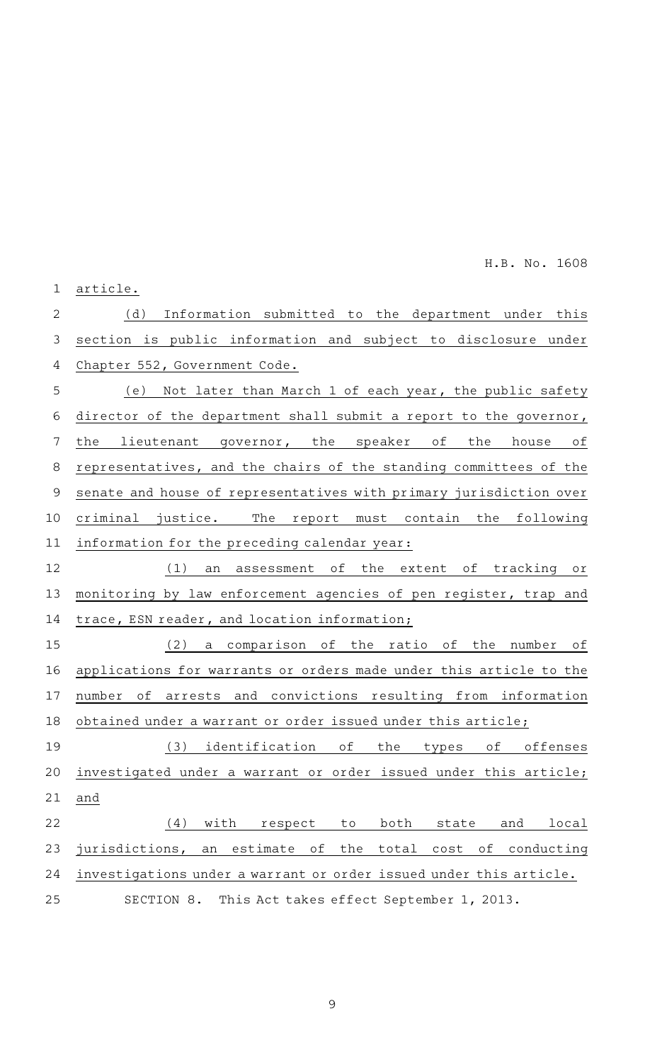article.

(d) Information submitted to the department under this section is public information and subject to disclosure under Chapter 552, Government Code.

(e) Not later than March 1 of each year, the public safety director of the department shall submit a report to the governor, the lieutenant governor, the speaker of the house of representatives, and the chairs of the standing committees of the senate and house of representatives with primary jurisdiction over criminal justice. The report must contain the following information for the preceding calendar year:

(1) an assessment of the extent of tracking or monitoring by law enforcement agencies of pen register, trap and trace, ESN reader, and location information;

(2) a comparison of the ratio of the number of applications for warrants or orders made under this article to the number of arrests and convictions resulting from information obtained under a warrant or order issued under this article;

(3) identification of the types of offenses investigated under a warrant or order issued under this article; and

(4) with respect to both state and local jurisdictions, an estimate of the total cost of conducting investigations under a warrant or order issued under this article.

SECTION 8. This Act takes effect September 1, 2013.